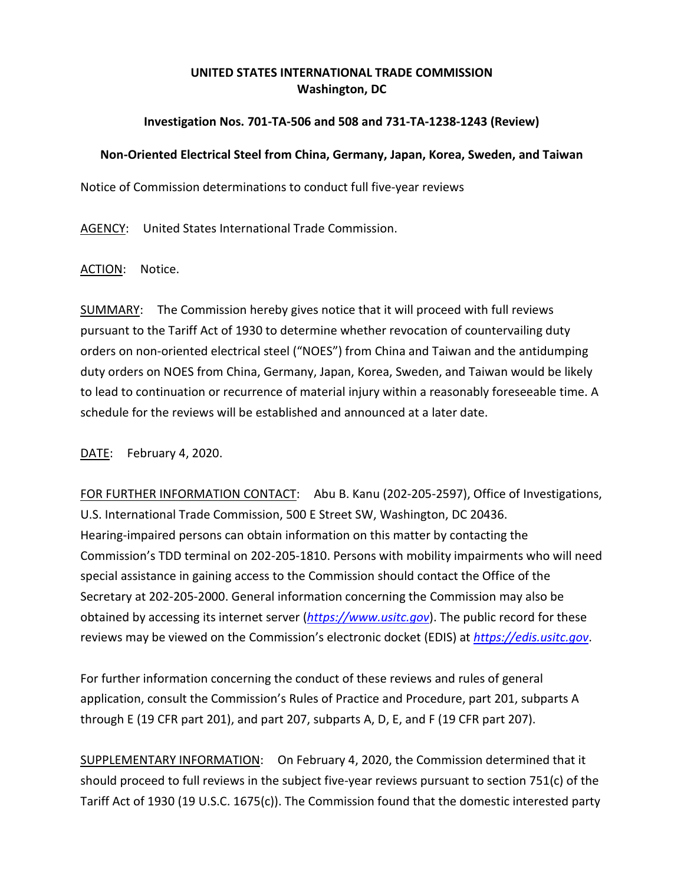**UNITED STATES INTERNATIONAL TRADE COMMISSION**
**Washington, DC**

**Investigation Nos. 701-TA-506 and 508 and 731-TA-1238-1243 (Review)**

**Non-Oriented Electrical Steel from China, Germany, Japan, Korea, Sweden, and Taiwan**

Notice of Commission determinations to conduct full five-year reviews

AGENCY: United States International Trade Commission.

ACTION: Notice.

SUMMARY: The Commission hereby gives notice that it will proceed with full reviews pursuant to the Tariff Act of 1930 to determine whether revocation of countervailing duty orders on non-oriented electrical steel ("NOES") from China and Taiwan and the antidumping duty orders on NOES from China, Germany, Japan, Korea, Sweden, and Taiwan would be likely to lead to continuation or recurrence of material injury within a reasonably foreseeable time. A schedule for the reviews will be established and announced at a later date.

DATE: February 4, 2020.

FOR FURTHER INFORMATION CONTACT: Abu B. Kanu (202-205-2597), Office of Investigations, U.S. International Trade Commission, 500 E Street SW, Washington, DC 20436. Hearing-impaired persons can obtain information on this matter by contacting the Commission's TDD terminal on 202-205-1810. Persons with mobility impairments who will need special assistance in gaining access to the Commission should contact the Office of the Secretary at 202-205-2000. General information concerning the Commission may also be obtained by accessing its internet server (*https://www.usitc.gov*). The public record for these reviews may be viewed on the Commission's electronic docket (EDIS) at *https://edis.usitc.gov*.

For further information concerning the conduct of these reviews and rules of general application, consult the Commission's Rules of Practice and Procedure, part 201, subparts A through E (19 CFR part 201), and part 207, subparts A, D, E, and F (19 CFR part 207).

SUPPLEMENTARY INFORMATION: On February 4, 2020, the Commission determined that it should proceed to full reviews in the subject five-year reviews pursuant to section 751(c) of the Tariff Act of 1930 (19 U.S.C. 1675(c)). The Commission found that the domestic interested party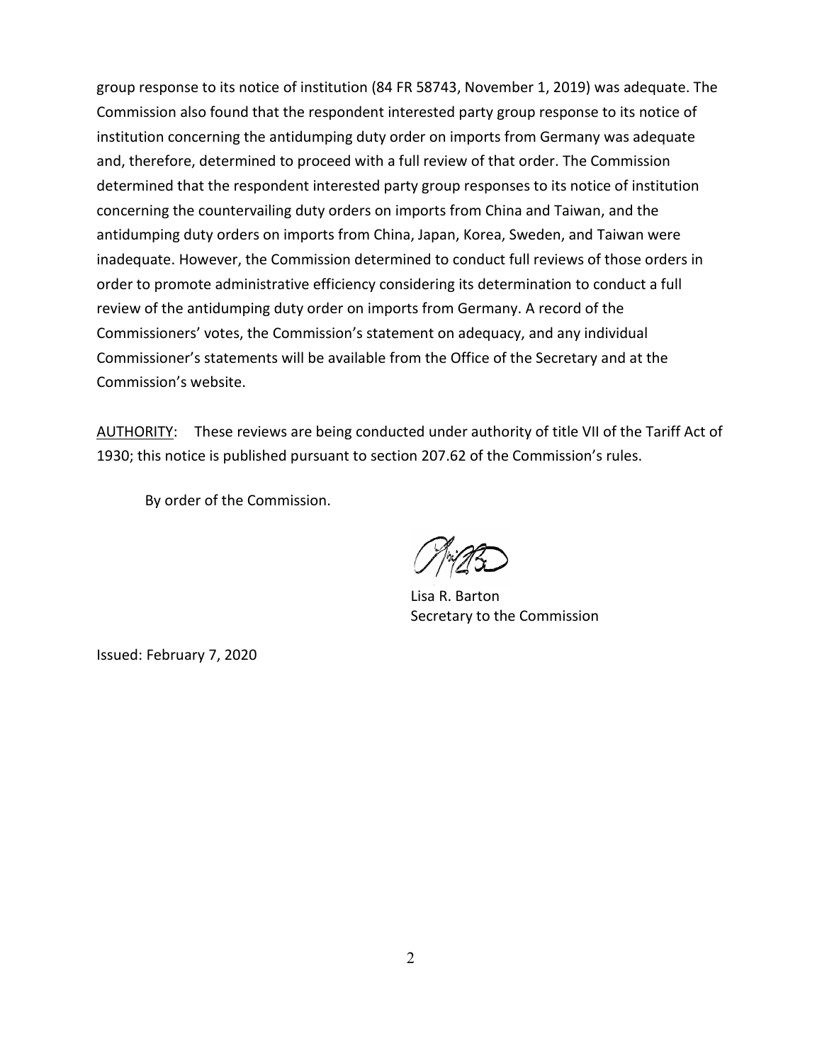group response to its notice of institution (84 FR 58743, November 1, 2019) was adequate. The Commission also found that the respondent interested party group response to its notice of institution concerning the antidumping duty order on imports from Germany was adequate and, therefore, determined to proceed with a full review of that order. The Commission determined that the respondent interested party group responses to its notice of institution concerning the countervailing duty orders on imports from China and Taiwan, and the antidumping duty orders on imports from China, Japan, Korea, Sweden, and Taiwan were inadequate. However, the Commission determined to conduct full reviews of those orders in order to promote administrative efficiency considering its determination to conduct a full review of the antidumping duty order on imports from Germany. A record of the Commissioners' votes, the Commission's statement on adequacy, and any individual Commissioner's statements will be available from the Office of the Secretary and at the Commission's website.

AUTHORITY: These reviews are being conducted under authority of title VII of the Tariff Act of 1930; this notice is published pursuant to section 207.62 of the Commission's rules.

By order of the Commission.

Lisa R. Barton
Secretary to the Commission

Issued: February 7, 2020